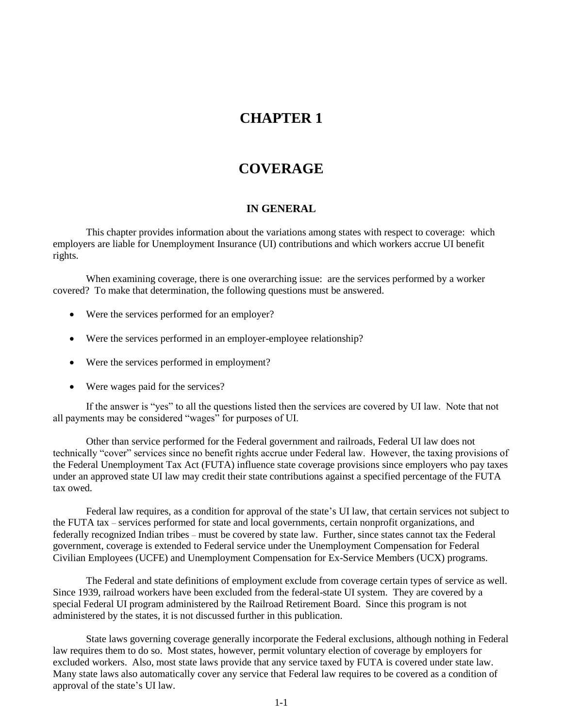# CHAPTER 1

# COVERAGE

### IN GENERAL

This chapter provides information about the variations among states with respect to coverage: which employers are liable for Unemployment Insurance (UI) contributions and which workers accrue UI benefit rights.

When examining coverage, there is one overarching issue: are the services performed by a worker covered? To make that determination, the following questions must be answered.

- Were the services performed for an employer?
- Were the services performed in an employer-employee relationship?
- Were the services performed in employment?
- Were wages paid for the services?

If the answer is "yes" to all the questions listed then the services are covered by UI law. Note that not all payments may be considered "wages" for purposes of UI.

Other than service performed for the Federal government and railroads, Federal UI law does not technically "cover" services since no benefit rights accrue under Federal law. However, the taxing provisions of the Federal Unemployment Tax Act (FUTA) influence state coverage provisions since employers who pay taxes under an approved state UI law may credit their state contributions against a specified percentage of the FUTA tax owed.

Federal law requires, as a condition for approval of the state's UI law, that certain services not subject to the FUTA tax – services performed for state and local governments, certain nonprofit organizations, and federally recognized Indian tribes – must be covered by state law. Further, since states cannot tax the Federal government, coverage is extended to Federal service under the Unemployment Compensation for Federal Civilian Employees (UCFE) and Unemployment Compensation for Ex-Service Members (UCX) programs.

The Federal and state definitions of employment exclude from coverage certain types of service as well. Since 1939, railroad workers have been excluded from the federal-state UI system. They are covered by a special Federal UI program administered by the Railroad Retirement Board. Since this program is not administered by the states, it is not discussed further in this publication.

State laws governing coverage generally incorporate the Federal exclusions, although nothing in Federal law requires them to do so. Most states, however, permit voluntary election of coverage by employers for excluded workers. Also, most state laws provide that any service taxed by FUTA is covered under state law. Many state laws also automatically cover any service that Federal law requires to be covered as a condition of approval of the state's UI law.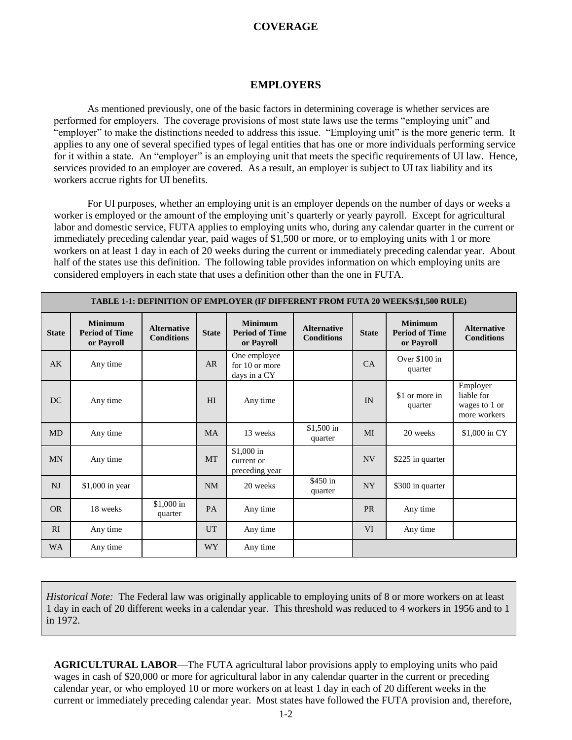# COVERAGE

## EMPLOYERS

As mentioned previously, one of the basic factors in determining coverage is whether services are performed for employers. The coverage provisions of most state laws use the terms "employing unit" and "employer" to make the distinctions needed to address this issue. "Employing unit" is the more generic term. It applies to any one of several specified types of legal entities that has one or more individuals performing service for it within a state. An "employer" is an employing unit that meets the specific requirements of UI law. Hence, services provided to an employer are covered. As a result, an employer is subject to UI tax liability and its workers accrue rights for UI benefits.

For UI purposes, whether an employing unit is an employer depends on the number of days or weeks a worker is employed or the amount of the employing unit's quarterly or yearly payroll. Except for agricultural labor and domestic service, FUTA applies to employing units who, during any calendar quarter in the current or immediately preceding calendar year, paid wages of $1,500 or more, or to employing units with 1 or more workers on at least 1 day in each of 20 weeks during the current or immediately preceding calendar year. About half of the states use this definition. The following table provides information on which employing units are considered employers in each state that uses a definition other than the one in FUTA.

| TABLE 1-1: DEFINITION OF EMPLOYER (IF DIFFERENT FROM FUTA 20 WEEKS/$1,500 RULE) | | | | | | | | |
|---|---|---|---|---|---|---|---|---|
| **State** | **Minimum Period of Time or Payroll** | **Alternative Conditions** | **State** | **Minimum Period of Time or Payroll** | **Alternative Conditions** | **State** | **Minimum Period of Time or Payroll** | **Alternative Conditions** |
| AK | Any time | | AR | One employee for 10 or more days in a CY | | CA | Over $100 in quarter | |
| DC | Any time | | HI | Any time | | IN | $1 or more in quarter | Employer liable for wages to 1 or more workers |
| MD | Any time | | MA | 13 weeks | $1,500 in quarter | MI | 20 weeks | $1,000 in CY |
| MN | Any time | | MT | $1,000 in current or preceding year | | NV | $225 in quarter | |
| NJ | $1,000 in year | | NM | 20 weeks | $450 in quarter | NY | $300 in quarter | |
| OR | 18 weeks | $1,000 in quarter | PA | Any time | | PR | Any time | |
| RI | Any time | | UT | Any time | | VI | Any time | |
| WA | Any time | | WY | Any time | | | | |

*Historical Note:* The Federal law was originally applicable to employing units of 8 or more workers on at least 1 day in each of 20 different weeks in a calendar year. This threshold was reduced to 4 workers in 1956 and to 1 in 1972.

**AGRICULTURAL LABOR**—The FUTA agricultural labor provisions apply to employing units who paid wages in cash of $20,000 or more for agricultural labor in any calendar quarter in the current or preceding calendar year, or who employed 10 or more workers on at least 1 day in each of 20 different weeks in the current or immediately preceding calendar year. Most states have followed the FUTA provision and, therefore,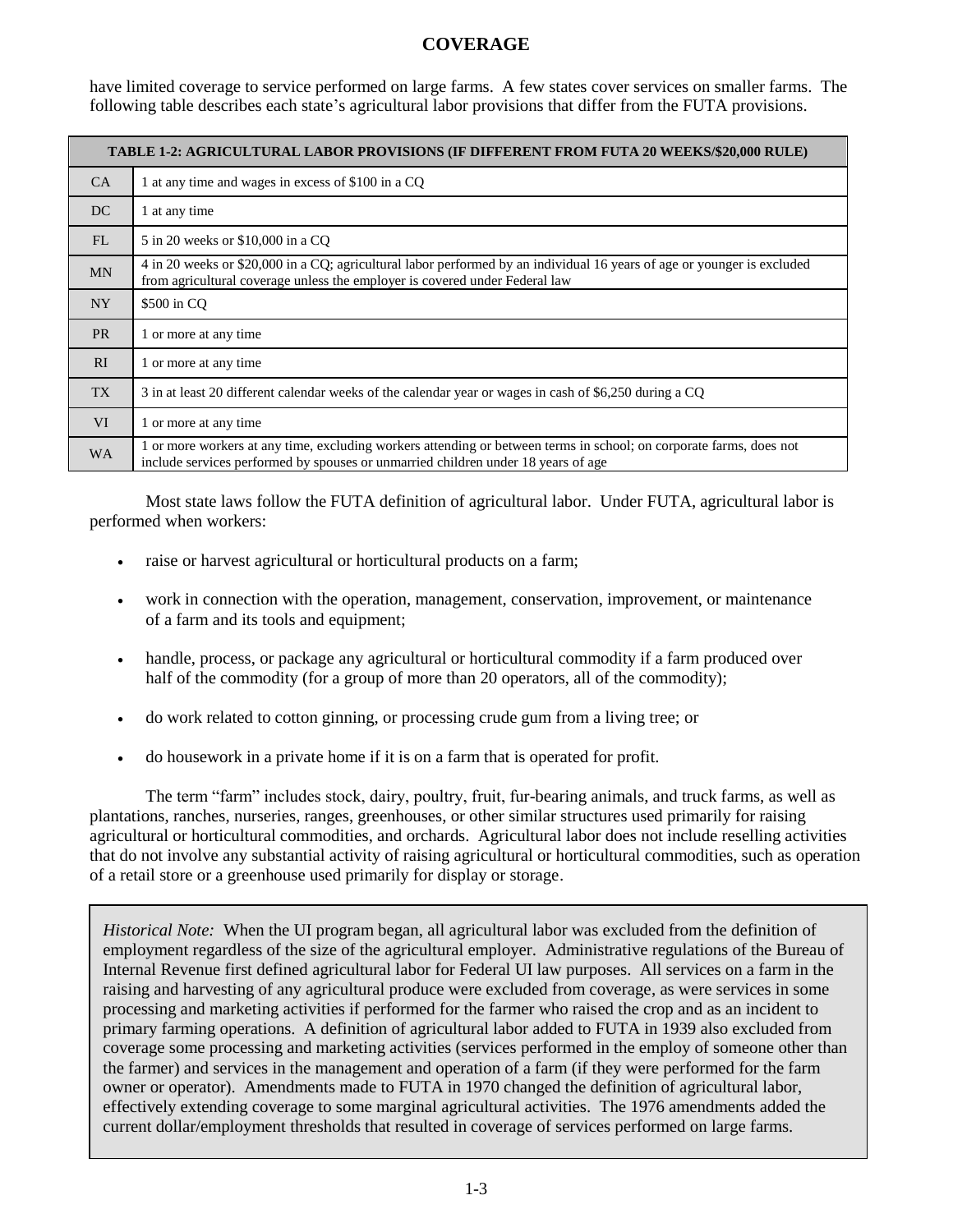have limited coverage to service performed on large farms. A few states cover services on smaller farms. The following table describes each state's agricultural labor provisions that differ from the FUTA provisions.

| TABLE 1-2: AGRICULTURAL LABOR PROVISIONS (IF DIFFERENT FROM FUTA 20 WEEKS/$20,000 RULE) | |
|---|---|
| CA | 1 at any time and wages in excess of $100 in a CQ |
| DC | 1 at any time |
| FL | 5 in 20 weeks or $10,000 in a CQ |
| MN | 4 in 20 weeks or $20,000 in a CQ; agricultural labor performed by an individual 16 years of age or younger is excluded from agricultural coverage unless the employer is covered under Federal law |
| NY | $500 in CQ |
| PR | 1 or more at any time |
| RI | 1 or more at any time |
| TX | 3 in at least 20 different calendar weeks of the calendar year or wages in cash of $6,250 during a CQ |
| VI | 1 or more at any time |
| WA | 1 or more workers at any time, excluding workers attending or between terms in school; on corporate farms, does not include services performed by spouses or unmarried children under 18 years of age |

Most state laws follow the FUTA definition of agricultural labor. Under FUTA, agricultural labor is performed when workers:

- raise or harvest agricultural or horticultural products on a farm;
- work in connection with the operation, management, conservation, improvement, or maintenance of a farm and its tools and equipment;
- handle, process, or package any agricultural or horticultural commodity if a farm produced over half of the commodity (for a group of more than 20 operators, all of the commodity);
- do work related to cotton ginning, or processing crude gum from a living tree; or
- do housework in a private home if it is on a farm that is operated for profit.

The term "farm" includes stock, dairy, poultry, fruit, fur-bearing animals, and truck farms, as well as plantations, ranches, nurseries, ranges, greenhouses, or other similar structures used primarily for raising agricultural or horticultural commodities, and orchards. Agricultural labor does not include reselling activities that do not involve any substantial activity of raising agricultural or horticultural commodities, such as operation of a retail store or a greenhouse used primarily for display or storage.

*Historical Note:* When the UI program began, all agricultural labor was excluded from the definition of employment regardless of the size of the agricultural employer. Administrative regulations of the Bureau of Internal Revenue first defined agricultural labor for Federal UI law purposes. All services on a farm in the raising and harvesting of any agricultural produce were excluded from coverage, as were services in some processing and marketing activities if performed for the farmer who raised the crop and as an incident to primary farming operations. A definition of agricultural labor added to FUTA in 1939 also excluded from coverage some processing and marketing activities (services performed in the employ of someone other than the farmer) and services in the management and operation of a farm (if they were performed for the farm owner or operator). Amendments made to FUTA in 1970 changed the definition of agricultural labor, effectively extending coverage to some marginal agricultural activities. The 1976 amendments added the current dollar/employment thresholds that resulted in coverage of services performed on large farms.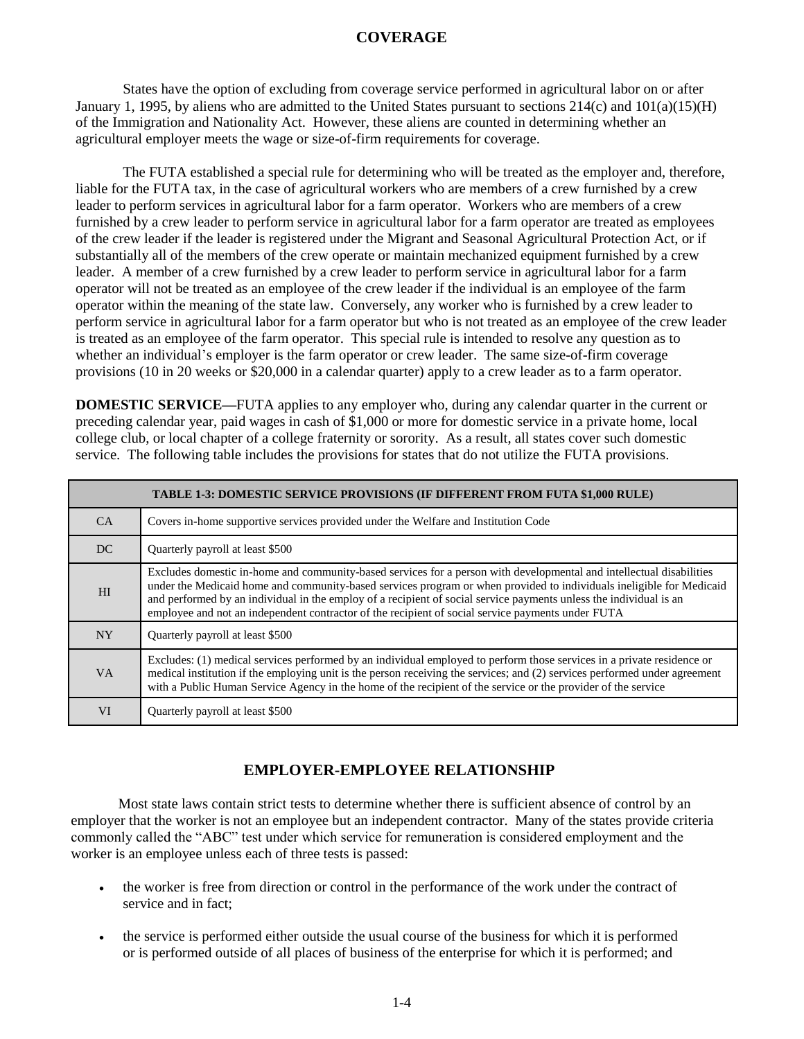## COVERAGE

States have the option of excluding from coverage service performed in agricultural labor on or after January 1, 1995, by aliens who are admitted to the United States pursuant to sections 214(c) and 101(a)(15)(H) of the Immigration and Nationality Act. However, these aliens are counted in determining whether an agricultural employer meets the wage or size-of-firm requirements for coverage.

The FUTA established a special rule for determining who will be treated as the employer and, therefore, liable for the FUTA tax, in the case of agricultural workers who are members of a crew furnished by a crew leader to perform services in agricultural labor for a farm operator. Workers who are members of a crew furnished by a crew leader to perform service in agricultural labor for a farm operator are treated as employees of the crew leader if the leader is registered under the Migrant and Seasonal Agricultural Protection Act, or if substantially all of the members of the crew operate or maintain mechanized equipment furnished by a crew leader. A member of a crew furnished by a crew leader to perform service in agricultural labor for a farm operator will not be treated as an employee of the crew leader if the individual is an employee of the farm operator within the meaning of the state law. Conversely, any worker who is furnished by a crew leader to perform service in agricultural labor for a farm operator but who is not treated as an employee of the crew leader is treated as an employee of the farm operator. This special rule is intended to resolve any question as to whether an individual's employer is the farm operator or crew leader. The same size-of-firm coverage provisions (10 in 20 weeks or $20,000 in a calendar quarter) apply to a crew leader as to a farm operator.

**DOMESTIC SERVICE**—FUTA applies to any employer who, during any calendar quarter in the current or preceding calendar year, paid wages in cash of $1,000 or more for domestic service in a private home, local college club, or local chapter of a college fraternity or sorority. As a result, all states cover such domestic service. The following table includes the provisions for states that do not utilize the FUTA provisions.

| TABLE 1-3: DOMESTIC SERVICE PROVISIONS (IF DIFFERENT FROM FUTA $1,000 RULE) | |
|---|---|
| CA | Covers in-home supportive services provided under the Welfare and Institution Code |
| DC | Quarterly payroll at least $500 |
| HI | Excludes domestic in-home and community-based services for a person with developmental and intellectual disabilities under the Medicaid home and community-based services program or when provided to individuals ineligible for Medicaid and performed by an individual in the employ of a recipient of social service payments unless the individual is an employee and not an independent contractor of the recipient of social service payments under FUTA |
| NY | Quarterly payroll at least $500 |
| VA | Excludes: (1) medical services performed by an individual employed to perform those services in a private residence or medical institution if the employing unit is the person receiving the services; and (2) services performed under agreement with a Public Human Service Agency in the home of the recipient of the service or the provider of the service |
| VI | Quarterly payroll at least $500 |

## EMPLOYER-EMPLOYEE RELATIONSHIP

Most state laws contain strict tests to determine whether there is sufficient absence of control by an employer that the worker is not an employee but an independent contractor. Many of the states provide criteria commonly called the "ABC" test under which service for remuneration is considered employment and the worker is an employee unless each of three tests is passed:

- the worker is free from direction or control in the performance of the work under the contract of service and in fact;
- the service is performed either outside the usual course of the business for which it is performed or is performed outside of all places of business of the enterprise for which it is performed; and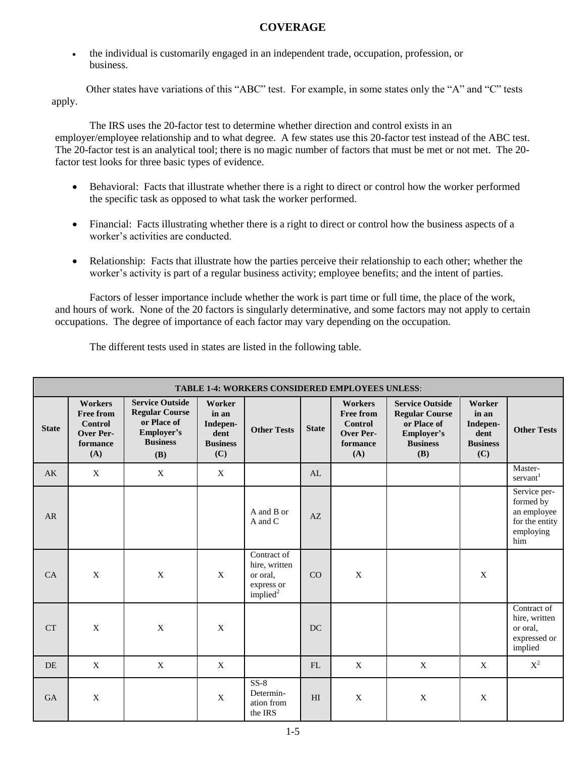# COVERAGE

- the individual is customarily engaged in an independent trade, occupation, profession, or business.

Other states have variations of this "ABC" test. For example, in some states only the "A" and "C" tests apply.

The IRS uses the 20-factor test to determine whether direction and control exists in an employer/employee relationship and to what degree. A few states use this 20-factor test instead of the ABC test. The 20-factor test is an analytical tool; there is no magic number of factors that must be met or not met. The 20-factor test looks for three basic types of evidence.

- Behavioral: Facts that illustrate whether there is a right to direct or control how the worker performed the specific task as opposed to what task the worker performed.

- Financial: Facts illustrating whether there is a right to direct or control how the business aspects of a worker's activities are conducted.

- Relationship: Facts that illustrate how the parties perceive their relationship to each other; whether the worker's activity is part of a regular business activity; employee benefits; and the intent of parties.

Factors of lesser importance include whether the work is part time or full time, the place of the work, and hours of work. None of the 20 factors is singularly determinative, and some factors may not apply to certain occupations. The degree of importance of each factor may vary depending on the occupation.

The different tests used in states are listed in the following table.

| TABLE 1-4: WORKERS CONSIDERED EMPLOYEES UNLESS: | | | | | | | | | |
|---|---|---|---|---|---|---|---|---|---|
| **State** | **Workers Free from Control Over Performance (A)** | **Service Outside Regular Course or Place of Employer's Business (B)** | **Worker in an Independent Business (C)** | **Other Tests** | **State** | **Workers Free from Control Over Performance (A)** | **Service Outside Regular Course or Place of Employer's Business (B)** | **Worker in an Independent Business (C)** | **Other Tests** |
| AK | X | X | X | | AL | | | | Master-servant[1] |
| AR | | | | A and B or A and C | AZ | | | | Service performed by an employee for the entity employing him |
| CA | X | X | X | Contract of hire, written or oral, express or implied[2] | CO | X | | X | |
| CT | X | X | X | | DC | | | | Contract of hire, written or oral, expressed or implied |
| DE | X | X | X | | FL | X | X | X | X[2] |
| GA | X | | X | SS-8 Determination from the IRS | HI | X | X | X | |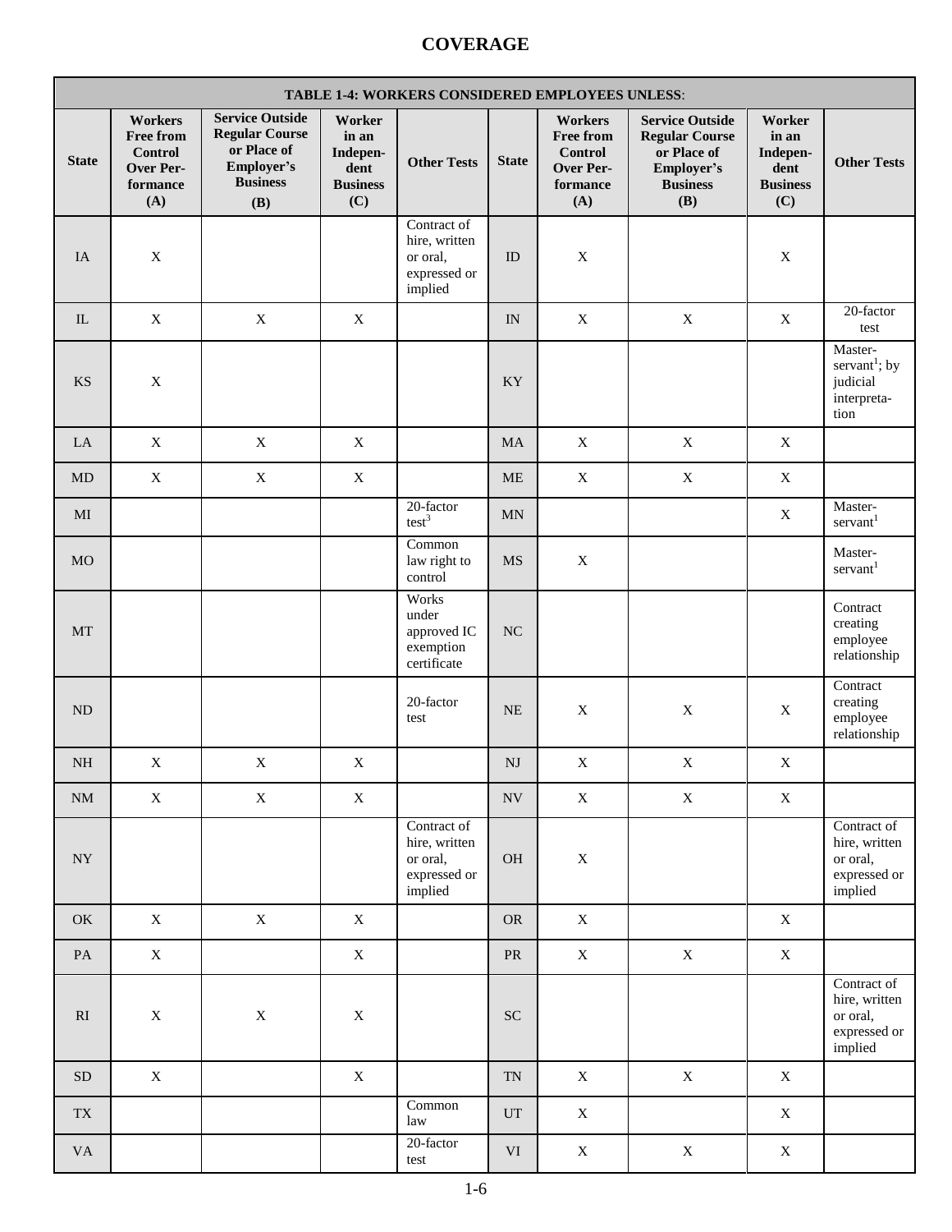# COVERAGE

| TABLE 1-4: WORKERS CONSIDERED EMPLOYEES UNLESS: | | | | | | | | | |
|---|---|---|---|---|---|---|---|---|---|
| State | Workers Free from Control Over Performance (A) | Service Outside Regular Course or Place of Employer's Business (B) | Worker in an Independent Business (C) | Other Tests | State | Workers Free from Control Over Performance (A) | Service Outside Regular Course or Place of Employer's Business (B) | Worker in an Independent Business (C) | Other Tests |
| IA | X | | | Contract of hire, written or oral, expressed or implied | ID | X | | X | |
| IL | X | X | X | | IN | X | X | X | 20-factor test |
| KS | X | | | | KY | | | | Master-servant[1]; by judicial interpretation |
| LA | X | X | X | | MA | X | X | X | |
| MD | X | X | X | | ME | X | X | X | |
| MI | | | | 20-factor test[3] | MN | | | X | Master-servant[1] |
| MO | | | | Common law right to control | MS | X | | | Master-servant[1] |
| MT | | | | Works under approved IC exemption certificate | NC | | | | Contract creating employee relationship |
| ND | | | | 20-factor test | NE | X | X | X | Contract creating employee relationship |
| NH | X | X | X | | NJ | X | X | X | |
| NM | X | X | X | | NV | X | X | X | |
| NY | | | | Contract of hire, written or oral, expressed or implied | OH | X | | | Contract of hire, written or oral, expressed or implied |
| OK | X | X | X | | OR | X | | X | |
| PA | X | | X | | PR | X | X | X | |
| RI | X | X | X | | SC | | | | Contract of hire, written or oral, expressed or implied |
| SD | X | | X | | TN | X | X | X | |
| TX | | | | Common law | UT | X | | X | |
| VA | | | | 20-factor test | VI | X | X | X | |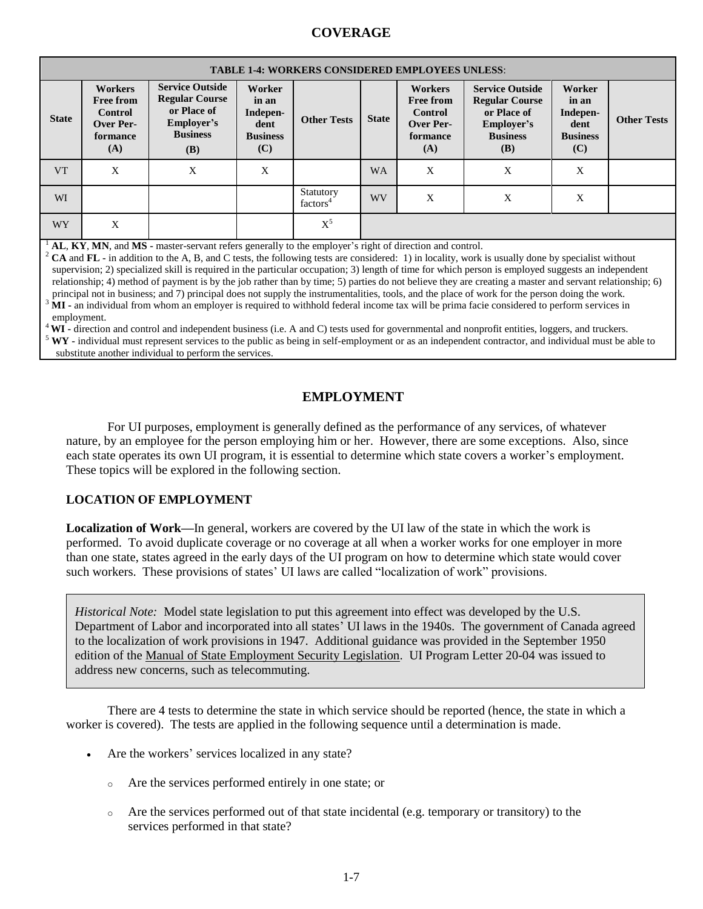## COVERAGE

| TABLE 1-4: WORKERS CONSIDERED EMPLOYEES UNLESS: | | | | | | | | | |
|---|---|---|---|---|---|---|---|---|---|
| **State** | **Workers Free from Control Over Performance (A)** | **Service Outside Regular Course or Place of Employer's Business (B)** | **Worker in an Independent Business (C)** | **Other Tests** | **State** | **Workers Free from Control Over Performance (A)** | **Service Outside Regular Course or Place of Employer's Business (B)** | **Worker in an Independent Business (C)** | **Other Tests** |
| VT | X | X | X | | WA | X | X | X | |
| WI | | | | Statutory factors[4] | WV | X | X | X | |
| WY | X | | | X[5] | | | | | |

[1] **AL**, **KY**, **MN**, and **MS** - master-servant refers generally to the employer's right of direction and control.
[2] **CA** and **FL** - in addition to the A, B, and C tests, the following tests are considered: 1) in locality, work is usually done by specialist without supervision; 2) specialized skill is required in the particular occupation; 3) length of time for which person is employed suggests an independent relationship; 4) method of payment is by the job rather than by time; 5) parties do not believe they are creating a master and servant relationship; 6) principal not in business; and 7) principal does not supply the instrumentalities, tools, and the place of work for the person doing the work.
[3] **MI** - an individual from whom an employer is required to withhold federal income tax will be prima facie considered to perform services in employment.
[4] **WI** - direction and control and independent business (i.e. A and C) tests used for governmental and nonprofit entities, loggers, and truckers.
[5] **WY** - individual must represent services to the public as being in self-employment or as an independent contractor, and individual must be able to substitute another individual to perform the services.

## EMPLOYMENT

For UI purposes, employment is generally defined as the performance of any services, of whatever nature, by an employee for the person employing him or her. However, there are some exceptions. Also, since each state operates its own UI program, it is essential to determine which state covers a worker's employment. These topics will be explored in the following section.

### LOCATION OF EMPLOYMENT

**Localization of Work**—In general, workers are covered by the UI law of the state in which the work is performed. To avoid duplicate coverage or no coverage at all when a worker works for one employer in more than one state, states agreed in the early days of the UI program on how to determine which state would cover such workers. These provisions of states' UI laws are called "localization of work" provisions.

> *Historical Note:* Model state legislation to put this agreement into effect was developed by the U.S. Department of Labor and incorporated into all states' UI laws in the 1940s. The government of Canada agreed to the localization of work provisions in 1947. Additional guidance was provided in the September 1950 edition of the Manual of State Employment Security Legislation. UI Program Letter 20-04 was issued to address new concerns, such as telecommuting.

There are 4 tests to determine the state in which service should be reported (hence, the state in which a worker is covered). The tests are applied in the following sequence until a determination is made.

- Are the workers' services localized in any state?
  - Are the services performed entirely in one state; or
  - Are the services performed out of that state incidental (e.g. temporary or transitory) to the services performed in that state?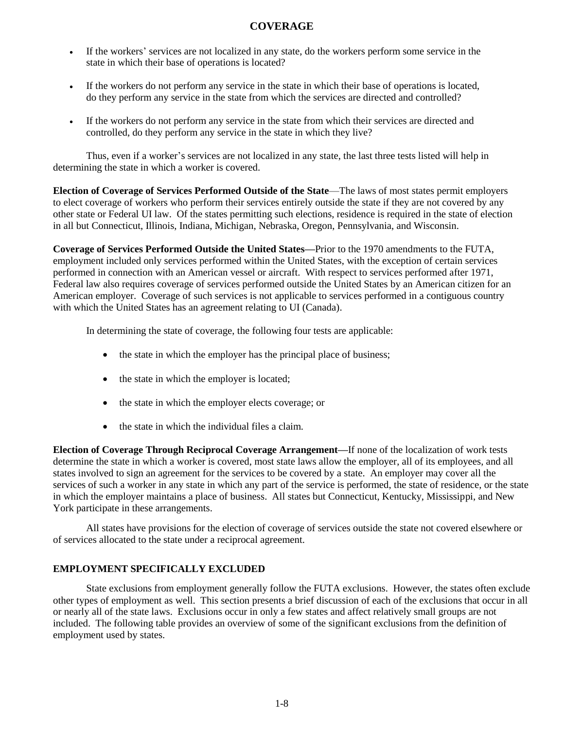- If the workers' services are not localized in any state, do the workers perform some service in the state in which their base of operations is located?
- If the workers do not perform any service in the state in which their base of operations is located, do they perform any service in the state from which the services are directed and controlled?
- If the workers do not perform any service in the state from which their services are directed and controlled, do they perform any service in the state in which they live?

Thus, even if a worker's services are not localized in any state, the last three tests listed will help in determining the state in which a worker is covered.

**Election of Coverage of Services Performed Outside of the State**—The laws of most states permit employers to elect coverage of workers who perform their services entirely outside the state if they are not covered by any other state or Federal UI law. Of the states permitting such elections, residence is required in the state of election in all but Connecticut, Illinois, Indiana, Michigan, Nebraska, Oregon, Pennsylvania, and Wisconsin.

**Coverage of Services Performed Outside the United States—**Prior to the 1970 amendments to the FUTA, employment included only services performed within the United States, with the exception of certain services performed in connection with an American vessel or aircraft. With respect to services performed after 1971, Federal law also requires coverage of services performed outside the United States by an American citizen for an American employer. Coverage of such services is not applicable to services performed in a contiguous country with which the United States has an agreement relating to UI (Canada).

In determining the state of coverage, the following four tests are applicable:

- the state in which the employer has the principal place of business;
- the state in which the employer is located;
- the state in which the employer elects coverage; or
- the state in which the individual files a claim.

**Election of Coverage Through Reciprocal Coverage Arrangement—**If none of the localization of work tests determine the state in which a worker is covered, most state laws allow the employer, all of its employees, and all states involved to sign an agreement for the services to be covered by a state. An employer may cover all the services of such a worker in any state in which any part of the service is performed, the state of residence, or the state in which the employer maintains a place of business. All states but Connecticut, Kentucky, Mississippi, and New York participate in these arrangements.

All states have provisions for the election of coverage of services outside the state not covered elsewhere or of services allocated to the state under a reciprocal agreement.

## EMPLOYMENT SPECIFICALLY EXCLUDED

State exclusions from employment generally follow the FUTA exclusions. However, the states often exclude other types of employment as well. This section presents a brief discussion of each of the exclusions that occur in all or nearly all of the state laws. Exclusions occur in only a few states and affect relatively small groups are not included. The following table provides an overview of some of the significant exclusions from the definition of employment used by states.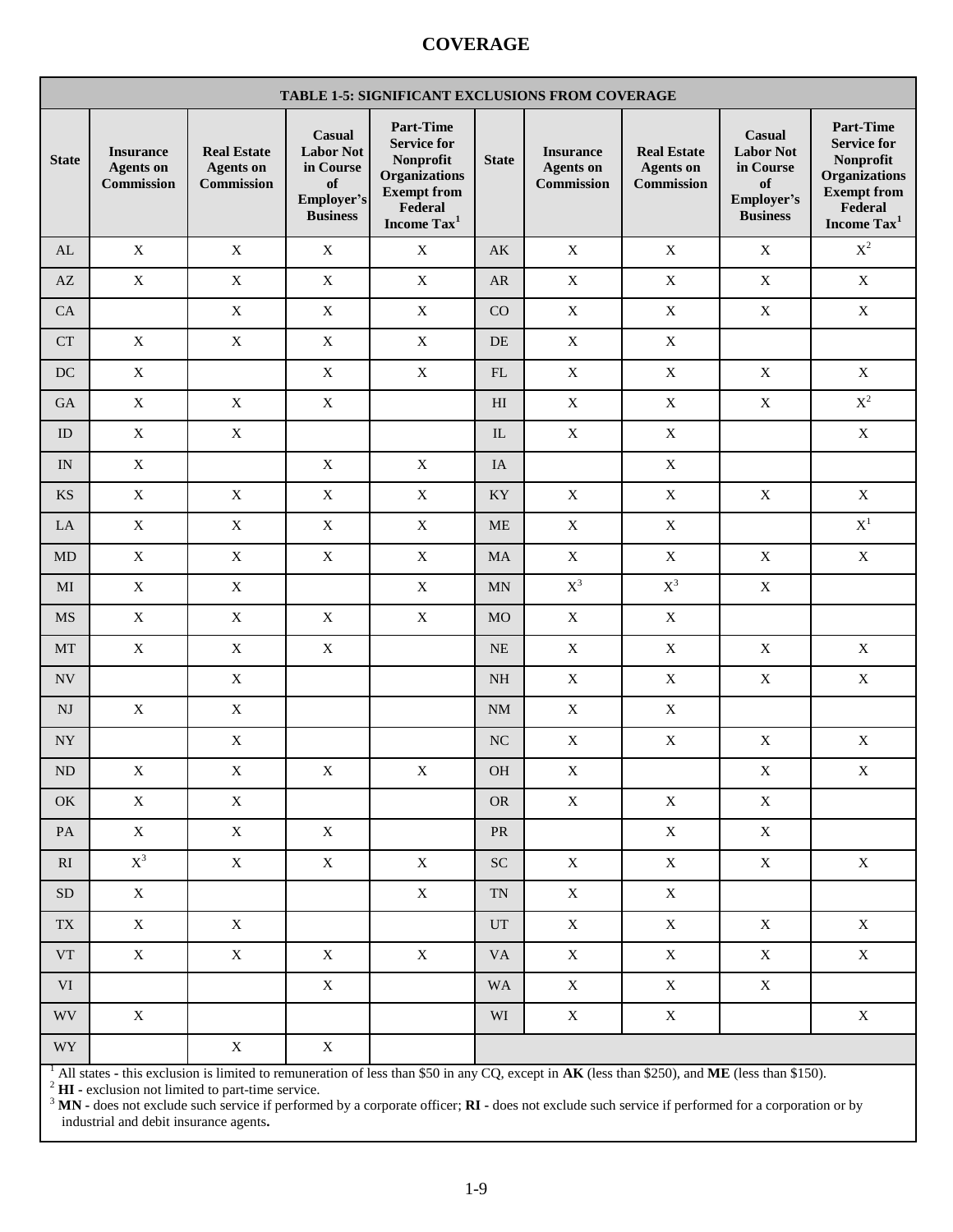# COVERAGE

| TABLE 1-5: SIGNIFICANT EXCLUSIONS FROM COVERAGE | | | | | | | | | |
|---|---|---|---|---|---|---|---|---|---|
| State | Insurance Agents on Commission | Real Estate Agents on Commission | Casual Labor Not in Course of Employer's Business | Part-Time Service for Nonprofit Organizations Exempt from Federal Income Tax[1] | State | Insurance Agents on Commission | Real Estate Agents on Commission | Casual Labor Not in Course of Employer's Business | Part-Time Service for Nonprofit Organizations Exempt from Federal Income Tax[1] |
| AL | X | X | X | X | AK | X | X | X | X[2] |
| AZ | X | X | X | X | AR | X | X | X | X |
| CA | | X | X | X | CO | X | X | X | X |
| CT | X | X | X | X | DE | X | X | | |
| DC | X | | X | X | FL | X | X | X | X |
| GA | X | X | X | | HI | X | X | X | X[2] |
| ID | X | X | | | IL | X | X | | X |
| IN | X | | X | X | IA | | X | | |
| KS | X | X | X | X | KY | X | X | X | X |
| LA | X | X | X | X | ME | X | X | | X[1] |
| MD | X | X | X | X | MA | X | X | X | X |
| MI | X | X | | X | MN | X[3] | X[3] | X | |
| MS | X | X | X | X | MO | X | X | | |
| MT | X | X | X | | NE | X | X | X | X |
| NV | | X | | | NH | X | X | X | X |
| NJ | X | X | | | NM | X | X | | |
| NY | | X | | | NC | X | X | X | X |
| ND | X | X | X | X | OH | X | | X | X |
| OK | X | X | | | OR | X | X | X | |
| PA | X | X | X | | PR | | X | X | |
| RI | X[3] | X | X | X | SC | X | X | X | X |
| SD | X | | | X | TN | X | X | | |
| TX | X | X | | | UT | X | X | X | X |
| VT | X | X | X | X | VA | X | X | X | X |
| VI | | | X | | WA | X | X | X | |
| WV | X | | | | WI | X | X | | X |
| WY | | X | X | | | | | | |

[1] All states - this exclusion is limited to remuneration of less than $50 in any CQ, except in **AK** (less than $250), and **ME** (less than $150).

[2] **HI** - exclusion not limited to part-time service.

[3] **MN** - does not exclude such service if performed by a corporate officer; **RI** - does not exclude such service if performed for a corporation or by industrial and debit insurance agents**.**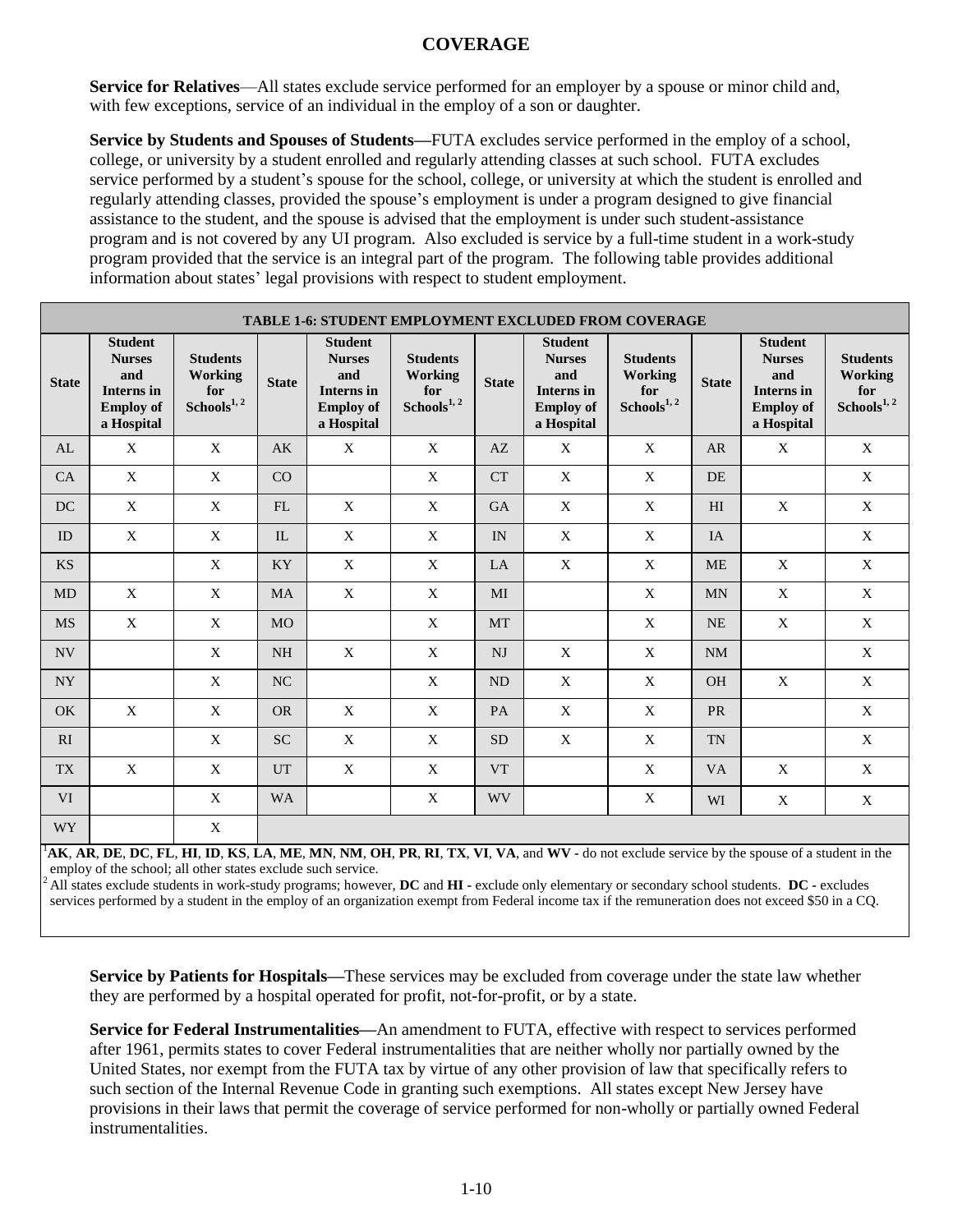## COVERAGE

**Service for Relatives**—All states exclude service performed for an employer by a spouse or minor child and, with few exceptions, service of an individual in the employ of a son or daughter.

**Service by Students and Spouses of Students—**FUTA excludes service performed in the employ of a school, college, or university by a student enrolled and regularly attending classes at such school. FUTA excludes service performed by a student's spouse for the school, college, or university at which the student is enrolled and regularly attending classes, provided the spouse's employment is under a program designed to give financial assistance to the student, and the spouse is advised that the employment is under such student-assistance program and is not covered by any UI program. Also excluded is service by a full-time student in a work-study program provided that the service is an integral part of the program. The following table provides additional information about states' legal provisions with respect to student employment.

**TABLE 1-6: STUDENT EMPLOYMENT EXCLUDED FROM COVERAGE**

| State | Student Nurses and Interns in Employ of a Hospital | Students Working for Schools[1, 2] | State | Student Nurses and Interns in Employ of a Hospital | Students Working for Schools[1, 2] | State | Student Nurses and Interns in Employ of a Hospital | Students Working for Schools[1, 2] | State | Student Nurses and Interns in Employ of a Hospital | Students Working for Schools[1, 2] |
|---|---|---|---|---|---|---|---|---|---|---|---|
| AL | X | X | AK | X | X | AZ | X | X | AR | X | X |
| CA | X | X | CO | | X | CT | X | X | DE | | X |
| DC | X | X | FL | X | X | GA | X | X | HI | X | X |
| ID | X | X | IL | X | X | IN | X | X | IA | | X |
| KS | | X | KY | X | X | LA | X | X | ME | X | X |
| MD | X | X | MA | X | X | MI | | X | MN | X | X |
| MS | X | X | MO | | X | MT | | X | NE | X | X |
| NV | | X | NH | X | X | NJ | X | X | NM | | X |
| NY | | X | NC | | X | ND | X | X | OH | X | X |
| OK | X | X | OR | X | X | PA | X | X | PR | | X |
| RI | | X | SC | X | X | SD | X | X | TN | | X |
| TX | X | X | UT | X | X | VT | | X | VA | X | X |
| VI | | X | WA | | X | WV | | X | WI | X | X |
| WY | | X | | | | | | | | | |

[1] **AK**, **AR**, **DE**, **DC**, **FL**, **HI**, **ID**, **KS**, **LA**, **ME**, **MN**, **NM**, **OH**, **PR**, **RI**, **TX**, **VI**, **VA**, and **WV** - do not exclude service by the spouse of a student in the employ of the school; all other states exclude such service.

[2] All states exclude students in work-study programs; however, **DC** and **HI** - exclude only elementary or secondary school students. **DC** - excludes services performed by a student in the employ of an organization exempt from Federal income tax if the remuneration does not exceed $50 in a CQ.

**Service by Patients for Hospitals—**These services may be excluded from coverage under the state law whether they are performed by a hospital operated for profit, not-for-profit, or by a state.

**Service for Federal Instrumentalities—**An amendment to FUTA, effective with respect to services performed after 1961, permits states to cover Federal instrumentalities that are neither wholly nor partially owned by the United States, nor exempt from the FUTA tax by virtue of any other provision of law that specifically refers to such section of the Internal Revenue Code in granting such exemptions. All states except New Jersey have provisions in their laws that permit the coverage of service performed for non-wholly or partially owned Federal instrumentalities.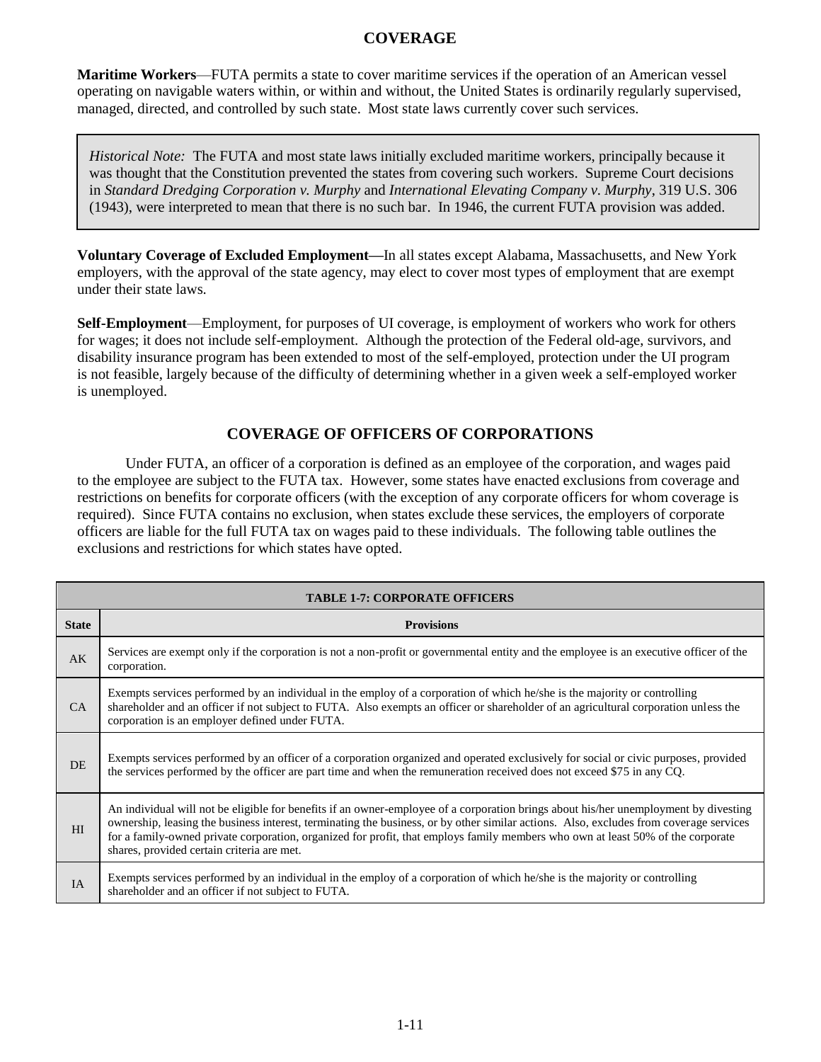## COVERAGE

**Maritime Workers**—FUTA permits a state to cover maritime services if the operation of an American vessel operating on navigable waters within, or within and without, the United States is ordinarily regularly supervised, managed, directed, and controlled by such state. Most state laws currently cover such services.

> *Historical Note:* The FUTA and most state laws initially excluded maritime workers, principally because it was thought that the Constitution prevented the states from covering such workers. Supreme Court decisions in *Standard Dredging Corporation v. Murphy* and *International Elevating Company v. Murphy*, 319 U.S. 306 (1943), were interpreted to mean that there is no such bar. In 1946, the current FUTA provision was added.

**Voluntary Coverage of Excluded Employment—**In all states except Alabama, Massachusetts, and New York employers, with the approval of the state agency, may elect to cover most types of employment that are exempt under their state laws.

**Self-Employment**—Employment, for purposes of UI coverage, is employment of workers who work for others for wages; it does not include self-employment. Although the protection of the Federal old-age, survivors, and disability insurance program has been extended to most of the self-employed, protection under the UI program is not feasible, largely because of the difficulty of determining whether in a given week a self-employed worker is unemployed.

## COVERAGE OF OFFICERS OF CORPORATIONS

Under FUTA, an officer of a corporation is defined as an employee of the corporation, and wages paid to the employee are subject to the FUTA tax. However, some states have enacted exclusions from coverage and restrictions on benefits for corporate officers (with the exception of any corporate officers for whom coverage is required). Since FUTA contains no exclusion, when states exclude these services, the employers of corporate officers are liable for the full FUTA tax on wages paid to these individuals. The following table outlines the exclusions and restrictions for which states have opted.

| TABLE 1-7: CORPORATE OFFICERS | |
|---|---|
| **State** | **Provisions** |
| AK | Services are exempt only if the corporation is not a non-profit or governmental entity and the employee is an executive officer of the corporation. |
| CA | Exempts services performed by an individual in the employ of a corporation of which he/she is the majority or controlling shareholder and an officer if not subject to FUTA. Also exempts an officer or shareholder of an agricultural corporation unless the corporation is an employer defined under FUTA. |
| DE | Exempts services performed by an officer of a corporation organized and operated exclusively for social or civic purposes, provided the services performed by the officer are part time and when the remuneration received does not exceed $75 in any CQ. |
| HI | An individual will not be eligible for benefits if an owner-employee of a corporation brings about his/her unemployment by divesting ownership, leasing the business interest, terminating the business, or by other similar actions. Also, excludes from coverage services for a family-owned private corporation, organized for profit, that employs family members who own at least 50% of the corporate shares, provided certain criteria are met. |
| IA | Exempts services performed by an individual in the employ of a corporation of which he/she is the majority or controlling shareholder and an officer if not subject to FUTA. |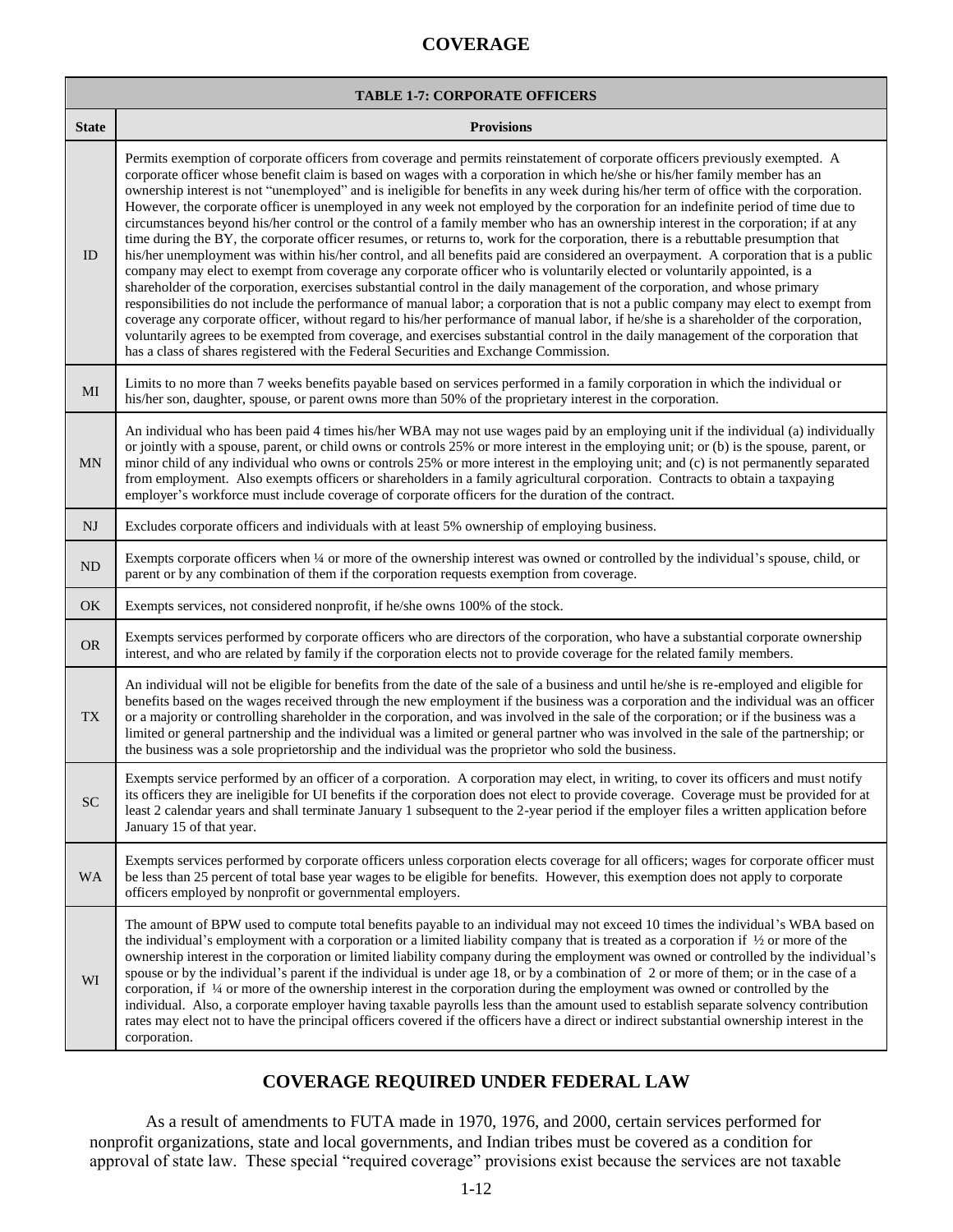## COVERAGE

| TABLE 1-7: CORPORATE OFFICERS | |
|---|---|
| **State** | **Provisions** |
| ID | Permits exemption of corporate officers from coverage and permits reinstatement of corporate officers previously exempted. A corporate officer whose benefit claim is based on wages with a corporation in which he/she or his/her family member has an ownership interest is not "unemployed" and is ineligible for benefits in any week during his/her term of office with the corporation. However, the corporate officer is unemployed in any week not employed by the corporation for an indefinite period of time due to circumstances beyond his/her control or the control of a family member who has an ownership interest in the corporation; if at any time during the BY, the corporate officer resumes, or returns to, work for the corporation, there is a rebuttable presumption that his/her unemployment was within his/her control, and all benefits paid are considered an overpayment. A corporation that is a public company may elect to exempt from coverage any corporate officer who is voluntarily elected or voluntarily appointed, is a shareholder of the corporation, exercises substantial control in the daily management of the corporation, and whose primary responsibilities do not include the performance of manual labor; a corporation that is not a public company may elect to exempt from coverage any corporate officer, without regard to his/her performance of manual labor, if he/she is a shareholder of the corporation, voluntarily agrees to be exempted from coverage, and exercises substantial control in the daily management of the corporation that has a class of shares registered with the Federal Securities and Exchange Commission. |
| MI | Limits to no more than 7 weeks benefits payable based on services performed in a family corporation in which the individual or his/her son, daughter, spouse, or parent owns more than 50% of the proprietary interest in the corporation. |
| MN | An individual who has been paid 4 times his/her WBA may not use wages paid by an employing unit if the individual (a) individually or jointly with a spouse, parent, or child owns or controls 25% or more interest in the employing unit; or (b) is the spouse, parent, or minor child of any individual who owns or controls 25% or more interest in the employing unit; and (c) is not permanently separated from employment. Also exempts officers or shareholders in a family agricultural corporation. Contracts to obtain a taxpaying employer's workforce must include coverage of corporate officers for the duration of the contract. |
| NJ | Excludes corporate officers and individuals with at least 5% ownership of employing business. |
| ND | Exempts corporate officers when ¼ or more of the ownership interest was owned or controlled by the individual's spouse, child, or parent or by any combination of them if the corporation requests exemption from coverage. |
| OK | Exempts services, not considered nonprofit, if he/she owns 100% of the stock. |
| OR | Exempts services performed by corporate officers who are directors of the corporation, who have a substantial corporate ownership interest, and who are related by family if the corporation elects not to provide coverage for the related family members. |
| TX | An individual will not be eligible for benefits from the date of the sale of a business and until he/she is re-employed and eligible for benefits based on the wages received through the new employment if the business was a corporation and the individual was an officer or a majority or controlling shareholder in the corporation, and was involved in the sale of the corporation; or if the business was a limited or general partnership and the individual was a limited or general partner who was involved in the sale of the partnership; or the business was a sole proprietorship and the individual was the proprietor who sold the business. |
| SC | Exempts service performed by an officer of a corporation. A corporation may elect, in writing, to cover its officers and must notify its officers they are ineligible for UI benefits if the corporation does not elect to provide coverage. Coverage must be provided for at least 2 calendar years and shall terminate January 1 subsequent to the 2-year period if the employer files a written application before January 15 of that year. |
| WA | Exempts services performed by corporate officers unless corporation elects coverage for all officers; wages for corporate officer must be less than 25 percent of total base year wages to be eligible for benefits. However, this exemption does not apply to corporate officers employed by nonprofit or governmental employers. |
| WI | The amount of BPW used to compute total benefits payable to an individual may not exceed 10 times the individual's WBA based on the individual's employment with a corporation or a limited liability company that is treated as a corporation if ½ or more of the ownership interest in the corporation or limited liability company during the employment was owned or controlled by the individual's spouse or by the individual's parent if the individual is under age 18, or by a combination of 2 or more of them; or in the case of a corporation, if ¼ or more of the ownership interest in the corporation during the employment was owned or controlled by the individual. Also, a corporate employer having taxable payrolls less than the amount used to establish separate solvency contribution rates may elect not to have the principal officers covered if the officers have a direct or indirect substantial ownership interest in the corporation. |

## COVERAGE REQUIRED UNDER FEDERAL LAW

As a result of amendments to FUTA made in 1970, 1976, and 2000, certain services performed for nonprofit organizations, state and local governments, and Indian tribes must be covered as a condition for approval of state law. These special "required coverage" provisions exist because the services are not taxable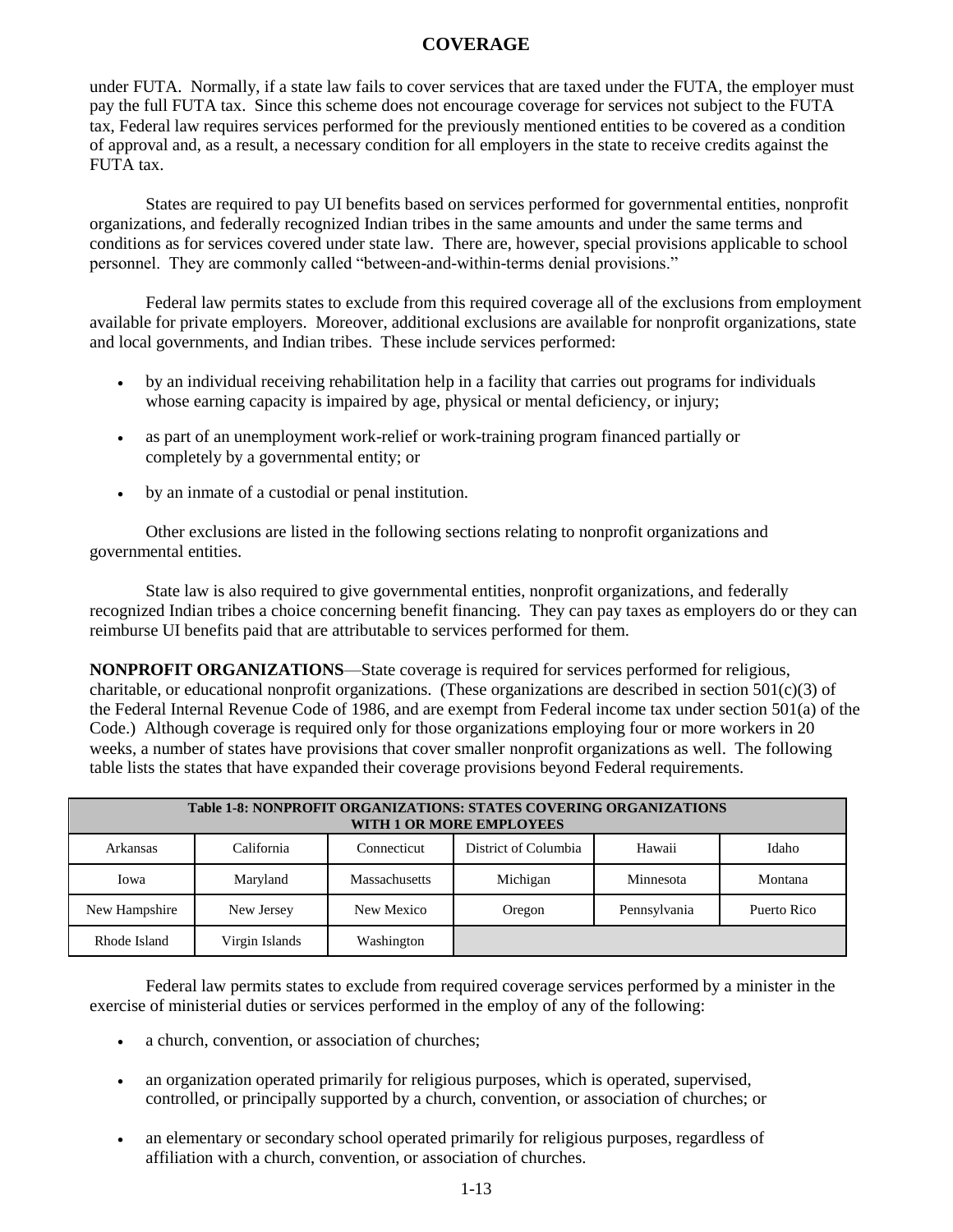under FUTA. Normally, if a state law fails to cover services that are taxed under the FUTA, the employer must pay the full FUTA tax. Since this scheme does not encourage coverage for services not subject to the FUTA tax, Federal law requires services performed for the previously mentioned entities to be covered as a condition of approval and, as a result, a necessary condition for all employers in the state to receive credits against the FUTA tax.

States are required to pay UI benefits based on services performed for governmental entities, nonprofit organizations, and federally recognized Indian tribes in the same amounts and under the same terms and conditions as for services covered under state law. There are, however, special provisions applicable to school personnel. They are commonly called "between-and-within-terms denial provisions."

Federal law permits states to exclude from this required coverage all of the exclusions from employment available for private employers. Moreover, additional exclusions are available for nonprofit organizations, state and local governments, and Indian tribes. These include services performed:

- by an individual receiving rehabilitation help in a facility that carries out programs for individuals whose earning capacity is impaired by age, physical or mental deficiency, or injury;
- as part of an unemployment work-relief or work-training program financed partially or completely by a governmental entity; or
- by an inmate of a custodial or penal institution.

Other exclusions are listed in the following sections relating to nonprofit organizations and governmental entities.

State law is also required to give governmental entities, nonprofit organizations, and federally recognized Indian tribes a choice concerning benefit financing. They can pay taxes as employers do or they can reimburse UI benefits paid that are attributable to services performed for them.

**NONPROFIT ORGANIZATIONS**—State coverage is required for services performed for religious, charitable, or educational nonprofit organizations. (These organizations are described in section 501(c)(3) of the Federal Internal Revenue Code of 1986, and are exempt from Federal income tax under section 501(a) of the Code.) Although coverage is required only for those organizations employing four or more workers in 20 weeks, a number of states have provisions that cover smaller nonprofit organizations as well. The following table lists the states that have expanded their coverage provisions beyond Federal requirements.

| Table 1-8: NONPROFIT ORGANIZATIONS: STATES COVERING ORGANIZATIONS WITH 1 OR MORE EMPLOYEES | | | | | |
|---|---|---|---|---|---|
| Arkansas | California | Connecticut | District of Columbia | Hawaii | Idaho |
| Iowa | Maryland | Massachusetts | Michigan | Minnesota | Montana |
| New Hampshire | New Jersey | New Mexico | Oregon | Pennsylvania | Puerto Rico |
| Rhode Island | Virgin Islands | Washington | | | |

Federal law permits states to exclude from required coverage services performed by a minister in the exercise of ministerial duties or services performed in the employ of any of the following:

- a church, convention, or association of churches;
- an organization operated primarily for religious purposes, which is operated, supervised, controlled, or principally supported by a church, convention, or association of churches; or
- an elementary or secondary school operated primarily for religious purposes, regardless of affiliation with a church, convention, or association of churches.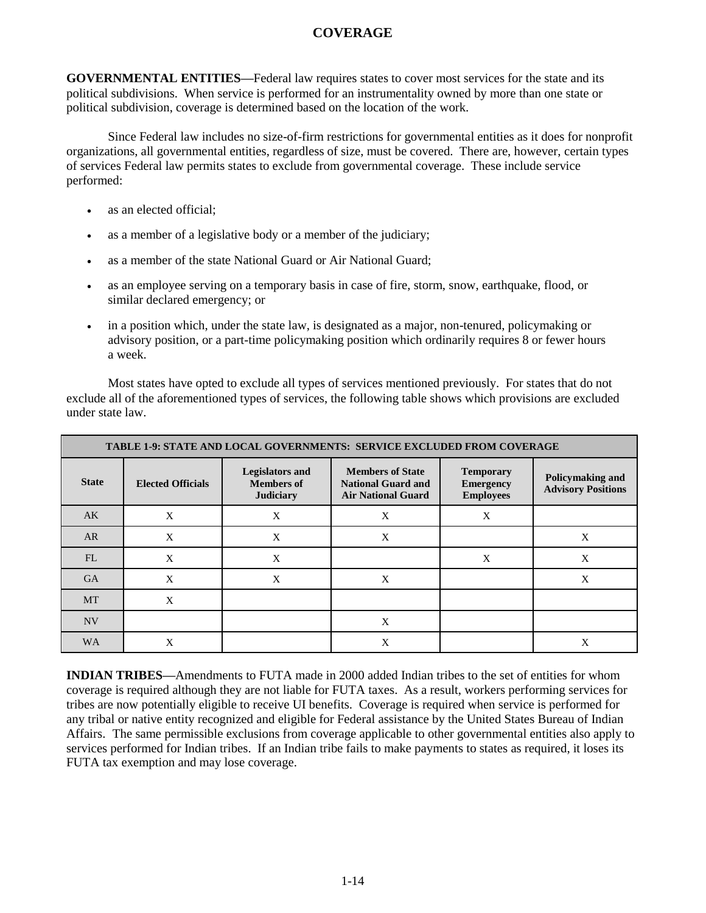# COVERAGE

**GOVERNMENTAL ENTITIES**—Federal law requires states to cover most services for the state and its political subdivisions. When service is performed for an instrumentality owned by more than one state or political subdivision, coverage is determined based on the location of the work.

Since Federal law includes no size-of-firm restrictions for governmental entities as it does for nonprofit organizations, all governmental entities, regardless of size, must be covered. There are, however, certain types of services Federal law permits states to exclude from governmental coverage. These include service performed:

- as an elected official;
- as a member of a legislative body or a member of the judiciary;
- as a member of the state National Guard or Air National Guard;
- as an employee serving on a temporary basis in case of fire, storm, snow, earthquake, flood, or similar declared emergency; or
- in a position which, under the state law, is designated as a major, non-tenured, policymaking or advisory position, or a part-time policymaking position which ordinarily requires 8 or fewer hours a week.

Most states have opted to exclude all types of services mentioned previously. For states that do not exclude all of the aforementioned types of services, the following table shows which provisions are excluded under state law.

**TABLE 1-9: STATE AND LOCAL GOVERNMENTS: SERVICE EXCLUDED FROM COVERAGE**

| State | Elected Officials | Legislators and Members of Judiciary | Members of State National Guard and Air National Guard | Temporary Emergency Employees | Policymaking and Advisory Positions |
|---|---|---|---|---|---|
| AK | X | X | X | X | |
| AR | X | X | X | | X |
| FL | X | X | | X | X |
| GA | X | X | X | | X |
| MT | X | | | | |
| NV | | | X | | |
| WA | X | | X | | X |

**INDIAN TRIBES**—Amendments to FUTA made in 2000 added Indian tribes to the set of entities for whom coverage is required although they are not liable for FUTA taxes. As a result, workers performing services for tribes are now potentially eligible to receive UI benefits. Coverage is required when service is performed for any tribal or native entity recognized and eligible for Federal assistance by the United States Bureau of Indian Affairs. The same permissible exclusions from coverage applicable to other governmental entities also apply to services performed for Indian tribes. If an Indian tribe fails to make payments to states as required, it loses its FUTA tax exemption and may lose coverage.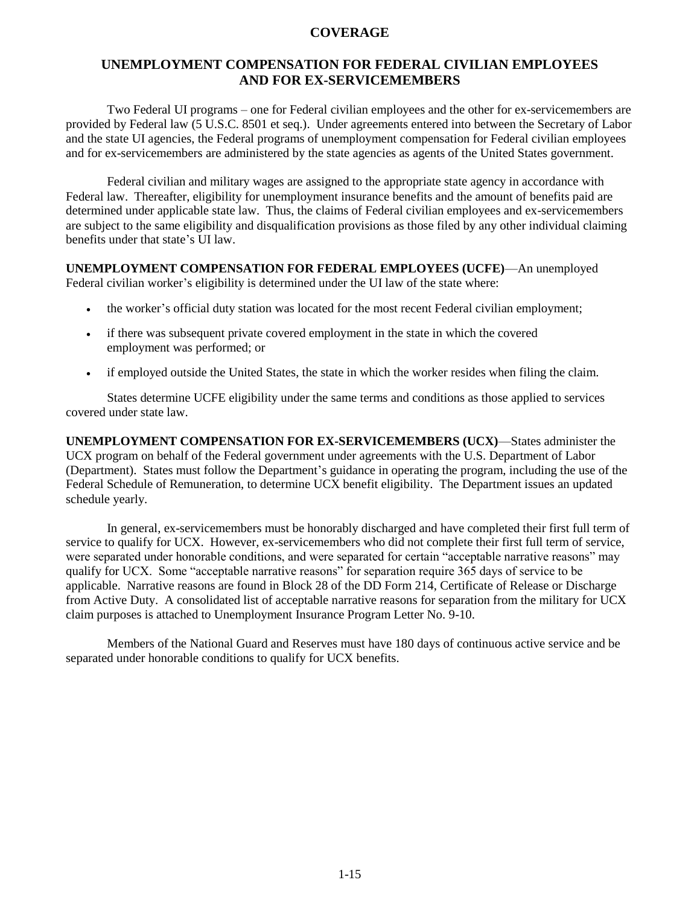# COVERAGE

## UNEMPLOYMENT COMPENSATION FOR FEDERAL CIVILIAN EMPLOYEES AND FOR EX-SERVICEMEMBERS

Two Federal UI programs – one for Federal civilian employees and the other for ex-servicemembers are provided by Federal law (5 U.S.C. 8501 et seq.). Under agreements entered into between the Secretary of Labor and the state UI agencies, the Federal programs of unemployment compensation for Federal civilian employees and for ex-servicemembers are administered by the state agencies as agents of the United States government.

Federal civilian and military wages are assigned to the appropriate state agency in accordance with Federal law. Thereafter, eligibility for unemployment insurance benefits and the amount of benefits paid are determined under applicable state law. Thus, the claims of Federal civilian employees and ex-servicemembers are subject to the same eligibility and disqualification provisions as those filed by any other individual claiming benefits under that state's UI law.

**UNEMPLOYMENT COMPENSATION FOR FEDERAL EMPLOYEES (UCFE)**—An unemployed Federal civilian worker's eligibility is determined under the UI law of the state where:

- the worker's official duty station was located for the most recent Federal civilian employment;
- if there was subsequent private covered employment in the state in which the covered employment was performed; or
- if employed outside the United States, the state in which the worker resides when filing the claim.

States determine UCFE eligibility under the same terms and conditions as those applied to services covered under state law.

**UNEMPLOYMENT COMPENSATION FOR EX-SERVICEMEMBERS (UCX)**—States administer the UCX program on behalf of the Federal government under agreements with the U.S. Department of Labor (Department). States must follow the Department's guidance in operating the program, including the use of the Federal Schedule of Remuneration, to determine UCX benefit eligibility. The Department issues an updated schedule yearly.

In general, ex-servicemembers must be honorably discharged and have completed their first full term of service to qualify for UCX. However, ex-servicemembers who did not complete their first full term of service, were separated under honorable conditions, and were separated for certain "acceptable narrative reasons" may qualify for UCX. Some "acceptable narrative reasons" for separation require 365 days of service to be applicable. Narrative reasons are found in Block 28 of the DD Form 214, Certificate of Release or Discharge from Active Duty. A consolidated list of acceptable narrative reasons for separation from the military for UCX claim purposes is attached to Unemployment Insurance Program Letter No. 9-10.

Members of the National Guard and Reserves must have 180 days of continuous active service and be separated under honorable conditions to qualify for UCX benefits.